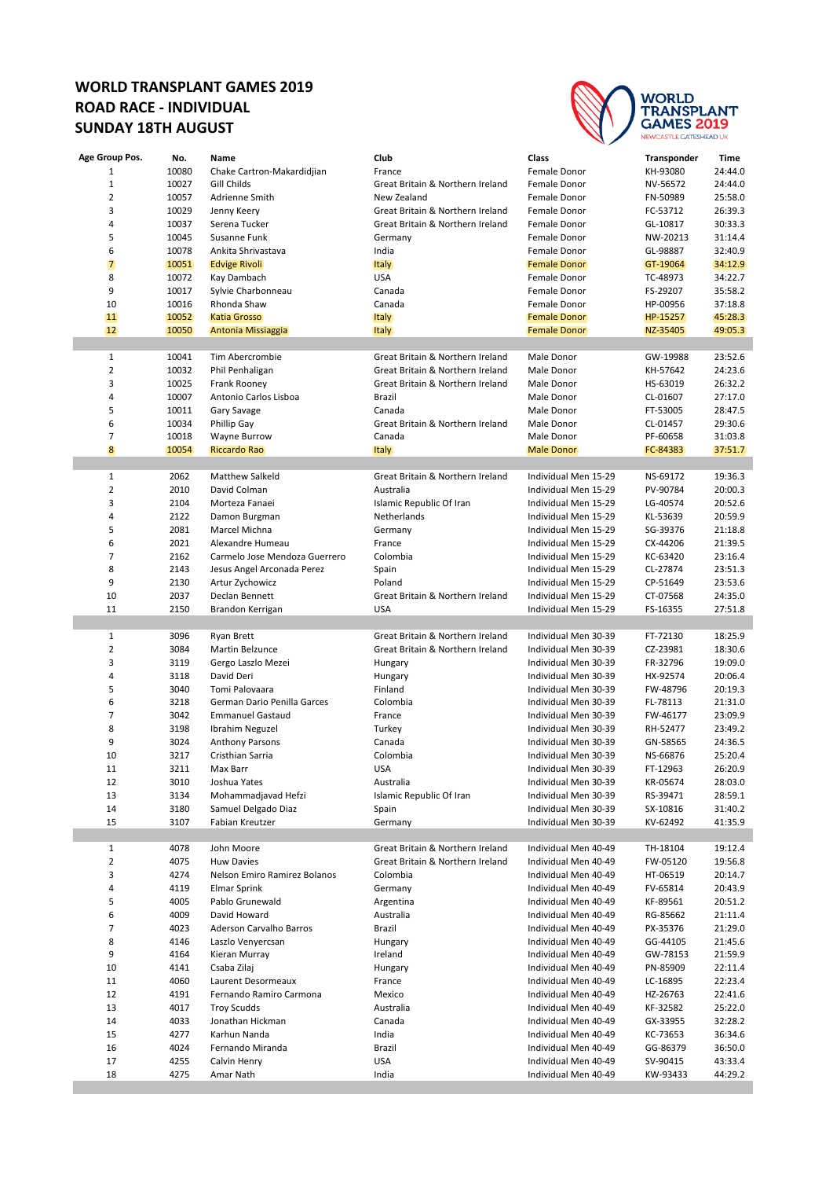# WORLD TRANSPLANT GAMES 2019
## ROAD RACE - INDIVIDUAL
## SUNDAY 18TH AUGUST

WORLD TRANSPLANT GAMES 2019
NEWCASTLE GATESHEAD UK

| Age Group Pos. | No. | Name | Club | Class | Transponder | Time |
|---|---|---|---|---|---|---|
| 1 | 10080 | Chake Cartron-Makardidjian | France | Female Donor | KH-93080 | 24:44.0 |
| 1 | 10027 | Gill Childs | Great Britain & Northern Ireland | Female Donor | NV-56572 | 24:44.0 |
| 2 | 10057 | Adrienne Smith | New Zealand | Female Donor | FN-50989 | 25:58.0 |
| 3 | 10029 | Jenny Keery | Great Britain & Northern Ireland | Female Donor | FC-53712 | 26:39.3 |
| 4 | 10037 | Serena Tucker | Great Britain & Northern Ireland | Female Donor | GL-10817 | 30:33.3 |
| 5 | 10045 | Susanne Funk | Germany | Female Donor | NW-20213 | 31:14.4 |
| 6 | 10078 | Ankita Shrivastava | India | Female Donor | GL-98887 | 32:40.9 |
| 7 | 10051 | Edvige Rivoli | Italy | Female Donor | GT-19064 | 34:12.9 |
| 8 | 10072 | Kay Dambach | USA | Female Donor | TC-48973 | 34:22.7 |
| 9 | 10017 | Sylvie Charbonneau | Canada | Female Donor | FS-29207 | 35:58.2 |
| 10 | 10016 | Rhonda Shaw | Canada | Female Donor | HP-00956 | 37:18.8 |
| 11 | 10052 | Katia Grosso | Italy | Female Donor | HP-15257 | 45:28.3 |
| 12 | 10050 | Antonia Missiaggia | Italy | Female Donor | NZ-35405 | 49:05.3 |
| | | | | | | |
| 1 | 10041 | Tim Abercrombie | Great Britain & Northern Ireland | Male Donor | GW-19988 | 23:52.6 |
| 2 | 10032 | Phil Penhaligan | Great Britain & Northern Ireland | Male Donor | KH-57642 | 24:23.6 |
| 3 | 10025 | Frank Rooney | Great Britain & Northern Ireland | Male Donor | HS-63019 | 26:32.2 |
| 4 | 10007 | Antonio Carlos Lisboa | Brazil | Male Donor | CL-01607 | 27:17.0 |
| 5 | 10011 | Gary Savage | Canada | Male Donor | FT-53005 | 28:47.5 |
| 6 | 10034 | Phillip Gay | Great Britain & Northern Ireland | Male Donor | CL-01457 | 29:30.6 |
| 7 | 10018 | Wayne Burrow | Canada | Male Donor | PF-60658 | 31:03.8 |
| 8 | 10054 | Riccardo Rao | Italy | Male Donor | FC-84383 | 37:51.7 |
| | | | | | | |
| 1 | 2062 | Matthew Salkeld | Great Britain & Northern Ireland | Individual Men 15-29 | NS-69172 | 19:36.3 |
| 2 | 2010 | David Colman | Australia | Individual Men 15-29 | PV-90784 | 20:00.3 |
| 3 | 2104 | Morteza Fanaei | Islamic Republic Of Iran | Individual Men 15-29 | LG-40574 | 20:52.6 |
| 4 | 2122 | Damon Burgman | Netherlands | Individual Men 15-29 | KL-53639 | 20:59.9 |
| 5 | 2081 | Marcel Michna | Germany | Individual Men 15-29 | SG-39376 | 21:18.8 |
| 6 | 2021 | Alexandre Humeau | France | Individual Men 15-29 | CX-44206 | 21:39.5 |
| 7 | 2162 | Carmelo Jose Mendoza Guerrero | Colombia | Individual Men 15-29 | KC-63420 | 23:16.4 |
| 8 | 2143 | Jesus Angel Arconada Perez | Spain | Individual Men 15-29 | CL-27874 | 23:51.3 |
| 9 | 2130 | Artur Zychowicz | Poland | Individual Men 15-29 | CP-51649 | 23:53.6 |
| 10 | 2037 | Declan Bennett | Great Britain & Northern Ireland | Individual Men 15-29 | CT-07568 | 24:35.0 |
| 11 | 2150 | Brandon Kerrigan | USA | Individual Men 15-29 | FS-16355 | 27:51.8 |
| | | | | | | |
| 1 | 3096 | Ryan Brett | Great Britain & Northern Ireland | Individual Men 30-39 | FT-72130 | 18:25.9 |
| 2 | 3084 | Martin Belzunce | Great Britain & Northern Ireland | Individual Men 30-39 | CZ-23981 | 18:30.6 |
| 3 | 3119 | Gergo Laszlo Mezei | Hungary | Individual Men 30-39 | FR-32796 | 19:09.0 |
| 4 | 3118 | David Deri | Hungary | Individual Men 30-39 | HX-92574 | 20:06.4 |
| 5 | 3040 | Tomi Palovaara | Finland | Individual Men 30-39 | FW-48796 | 20:19.3 |
| 6 | 3218 | German Dario Penilla Garces | Colombia | Individual Men 30-39 | FL-78113 | 21:31.0 |
| 7 | 3042 | Emmanuel Gastaud | France | Individual Men 30-39 | FW-46177 | 23:09.9 |
| 8 | 3198 | Ibrahim Neguzel | Turkey | Individual Men 30-39 | RH-52477 | 23:49.2 |
| 9 | 3024 | Anthony Parsons | Canada | Individual Men 30-39 | GN-58565 | 24:36.5 |
| 10 | 3217 | Cristhian Sarria | Colombia | Individual Men 30-39 | NS-66876 | 25:20.4 |
| 11 | 3211 | Max Barr | USA | Individual Men 30-39 | FT-12963 | 26:20.9 |
| 12 | 3010 | Joshua Yates | Australia | Individual Men 30-39 | KR-05674 | 28:03.0 |
| 13 | 3134 | Mohammadjavad Hefzi | Islamic Republic Of Iran | Individual Men 30-39 | RS-39471 | 28:59.1 |
| 14 | 3180 | Samuel Delgado Diaz | Spain | Individual Men 30-39 | SX-10816 | 31:40.2 |
| 15 | 3107 | Fabian Kreutzer | Germany | Individual Men 30-39 | KV-62492 | 41:35.9 |
| | | | | | | |
| 1 | 4078 | John Moore | Great Britain & Northern Ireland | Individual Men 40-49 | TH-18104 | 19:12.4 |
| 2 | 4075 | Huw Davies | Great Britain & Northern Ireland | Individual Men 40-49 | FW-05120 | 19:56.8 |
| 3 | 4274 | Nelson Emiro Ramirez Bolanos | Colombia | Individual Men 40-49 | HT-06519 | 20:14.7 |
| 4 | 4119 | Elmar Sprink | Germany | Individual Men 40-49 | FV-65814 | 20:43.9 |
| 5 | 4005 | Pablo Grunewald | Argentina | Individual Men 40-49 | KF-89561 | 20:51.2 |
| 6 | 4009 | David Howard | Australia | Individual Men 40-49 | RG-85662 | 21:11.4 |
| 7 | 4023 | Aderson Carvalho Barros | Brazil | Individual Men 40-49 | PX-35376 | 21:29.0 |
| 8 | 4146 | Laszlo Venyercsan | Hungary | Individual Men 40-49 | GG-44105 | 21:45.6 |
| 9 | 4164 | Kieran Murray | Ireland | Individual Men 40-49 | GW-78153 | 21:59.9 |
| 10 | 4141 | Csaba Zilaj | Hungary | Individual Men 40-49 | PN-85909 | 22:11.4 |
| 11 | 4060 | Laurent Desormeaux | France | Individual Men 40-49 | LC-16895 | 22:23.4 |
| 12 | 4191 | Fernando Ramiro Carmona | Mexico | Individual Men 40-49 | HZ-26763 | 22:41.6 |
| 13 | 4017 | Troy Scudds | Australia | Individual Men 40-49 | KF-32582 | 25:22.0 |
| 14 | 4033 | Jonathan Hickman | Canada | Individual Men 40-49 | GX-33955 | 32:28.2 |
| 15 | 4277 | Karhun Nanda | India | Individual Men 40-49 | KC-73653 | 36:34.6 |
| 16 | 4024 | Fernando Miranda | Brazil | Individual Men 40-49 | GG-86379 | 36:50.0 |
| 17 | 4255 | Calvin Henry | USA | Individual Men 40-49 | SV-90415 | 43:33.4 |
| 18 | 4275 | Amar Nath | India | Individual Men 40-49 | KW-93433 | 44:29.2 |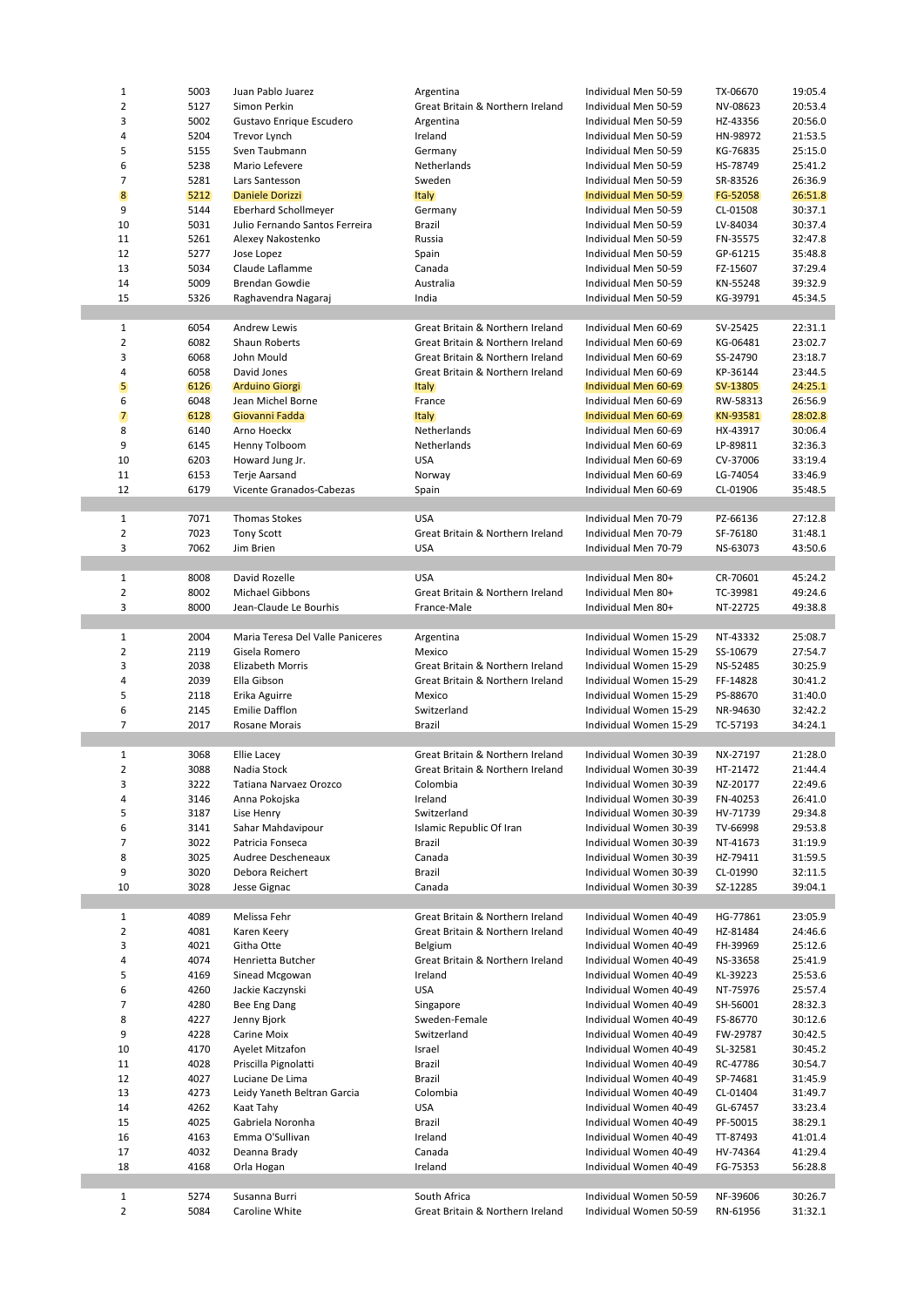| | | | | | | |
|---|---|---|---|---|---|---|
| 1 | 5003 | Juan Pablo Juarez | Argentina | Individual Men 50-59 | TX-06670 | 19:05.4 |
| 2 | 5127 | Simon Perkin | Great Britain & Northern Ireland | Individual Men 50-59 | NV-08623 | 20:53.4 |
| 3 | 5002 | Gustavo Enrique Escudero | Argentina | Individual Men 50-59 | HZ-43356 | 20:56.0 |
| 4 | 5204 | Trevor Lynch | Ireland | Individual Men 50-59 | HN-98972 | 21:53.5 |
| 5 | 5155 | Sven Taubmann | Germany | Individual Men 50-59 | KG-76835 | 25:15.0 |
| 6 | 5238 | Mario Lefevere | Netherlands | Individual Men 50-59 | HS-78749 | 25:41.2 |
| 7 | 5281 | Lars Santesson | Sweden | Individual Men 50-59 | SR-83526 | 26:36.9 |
| 8 | 5212 | Daniele Dorizzi | Italy | Individual Men 50-59 | FG-52058 | 26:51.8 |
| 9 | 5144 | Eberhard Schollmeyer | Germany | Individual Men 50-59 | CL-01508 | 30:37.1 |
| 10 | 5031 | Julio Fernando Santos Ferreira | Brazil | Individual Men 50-59 | LV-84034 | 30:37.4 |
| 11 | 5261 | Alexey Nakostenko | Russia | Individual Men 50-59 | FN-35575 | 32:47.8 |
| 12 | 5277 | Jose Lopez | Spain | Individual Men 50-59 | GP-61215 | 35:48.8 |
| 13 | 5034 | Claude Laflamme | Canada | Individual Men 50-59 | FZ-15607 | 37:29.4 |
| 14 | 5009 | Brendan Gowdie | Australia | Individual Men 50-59 | KN-55248 | 39:32.9 |
| 15 | 5326 | Raghavendra Nagaraj | India | Individual Men 50-59 | KG-39791 | 45:34.5 |
| | | | | | | |
| 1 | 6054 | Andrew Lewis | Great Britain & Northern Ireland | Individual Men 60-69 | SV-25425 | 22:31.1 |
| 2 | 6082 | Shaun Roberts | Great Britain & Northern Ireland | Individual Men 60-69 | KG-06481 | 23:02.7 |
| 3 | 6068 | John Mould | Great Britain & Northern Ireland | Individual Men 60-69 | SS-24790 | 23:18.7 |
| 4 | 6058 | David Jones | Great Britain & Northern Ireland | Individual Men 60-69 | KP-36144 | 23:44.5 |
| 5 | 6126 | Arduino Giorgi | Italy | Individual Men 60-69 | SV-13805 | 24:25.1 |
| 6 | 6048 | Jean Michel Borne | France | Individual Men 60-69 | RW-58313 | 26:56.9 |
| 7 | 6128 | Giovanni Fadda | Italy | Individual Men 60-69 | KN-93581 | 28:02.8 |
| 8 | 6140 | Arno Hoeckx | Netherlands | Individual Men 60-69 | HX-43917 | 30:06.4 |
| 9 | 6145 | Henny Tolboom | Netherlands | Individual Men 60-69 | LP-89811 | 32:36.3 |
| 10 | 6203 | Howard Jung Jr. | USA | Individual Men 60-69 | CV-37006 | 33:19.4 |
| 11 | 6153 | Terje Aarsand | Norway | Individual Men 60-69 | LG-74054 | 33:46.9 |
| 12 | 6179 | Vicente Granados-Cabezas | Spain | Individual Men 60-69 | CL-01906 | 35:48.5 |
| | | | | | | |
| 1 | 7071 | Thomas Stokes | USA | Individual Men 70-79 | PZ-66136 | 27:12.8 |
| 2 | 7023 | Tony Scott | Great Britain & Northern Ireland | Individual Men 70-79 | SF-76180 | 31:48.1 |
| 3 | 7062 | Jim Brien | USA | Individual Men 70-79 | NS-63073 | 43:50.6 |
| | | | | | | |
| 1 | 8008 | David Rozelle | USA | Individual Men 80+ | CR-70601 | 45:24.2 |
| 2 | 8002 | Michael Gibbons | Great Britain & Northern Ireland | Individual Men 80+ | TC-39981 | 49:24.6 |
| 3 | 8000 | Jean-Claude Le Bourhis | France-Male | Individual Men 80+ | NT-22725 | 49:38.8 |
| | | | | | | |
| 1 | 2004 | Maria Teresa Del Valle Paniceres | Argentina | Individual Women 15-29 | NT-43332 | 25:08.7 |
| 2 | 2119 | Gisela Romero | Mexico | Individual Women 15-29 | SS-10679 | 27:54.7 |
| 3 | 2038 | Elizabeth Morris | Great Britain & Northern Ireland | Individual Women 15-29 | NS-52485 | 30:25.9 |
| 4 | 2039 | Ella Gibson | Great Britain & Northern Ireland | Individual Women 15-29 | FF-14828 | 30:41.2 |
| 5 | 2118 | Erika Aguirre | Mexico | Individual Women 15-29 | PS-88670 | 31:40.0 |
| 6 | 2145 | Emilie Dafflon | Switzerland | Individual Women 15-29 | NR-94630 | 32:42.2 |
| 7 | 2017 | Rosane Morais | Brazil | Individual Women 15-29 | TC-57193 | 34:24.1 |
| | | | | | | |
| 1 | 3068 | Ellie Lacey | Great Britain & Northern Ireland | Individual Women 30-39 | NX-27197 | 21:28.0 |
| 2 | 3088 | Nadia Stock | Great Britain & Northern Ireland | Individual Women 30-39 | HT-21472 | 21:44.4 |
| 3 | 3222 | Tatiana Narvaez Orozco | Colombia | Individual Women 30-39 | NZ-20177 | 22:49.6 |
| 4 | 3146 | Anna Pokojska | Ireland | Individual Women 30-39 | FN-40253 | 26:41.0 |
| 5 | 3187 | Lise Henry | Switzerland | Individual Women 30-39 | HV-71739 | 29:34.8 |
| 6 | 3141 | Sahar Mahdavipour | Islamic Republic Of Iran | Individual Women 30-39 | TV-66998 | 29:53.8 |
| 7 | 3022 | Patricia Fonseca | Brazil | Individual Women 30-39 | NT-41673 | 31:19.9 |
| 8 | 3025 | Audree Descheneaux | Canada | Individual Women 30-39 | HZ-79411 | 31:59.5 |
| 9 | 3020 | Debora Reichert | Brazil | Individual Women 30-39 | CL-01990 | 32:11.5 |
| 10 | 3028 | Jesse Gignac | Canada | Individual Women 30-39 | SZ-12285 | 39:04.1 |
| | | | | | | |
| 1 | 4089 | Melissa Fehr | Great Britain & Northern Ireland | Individual Women 40-49 | HG-77861 | 23:05.9 |
| 2 | 4081 | Karen Keery | Great Britain & Northern Ireland | Individual Women 40-49 | HZ-81484 | 24:46.6 |
| 3 | 4021 | Githa Otte | Belgium | Individual Women 40-49 | FH-39969 | 25:12.6 |
| 4 | 4074 | Henrietta Butcher | Great Britain & Northern Ireland | Individual Women 40-49 | NS-33658 | 25:41.9 |
| 5 | 4169 | Sinead Mcgowan | Ireland | Individual Women 40-49 | KL-39223 | 25:53.6 |
| 6 | 4260 | Jackie Kaczynski | USA | Individual Women 40-49 | NT-75976 | 25:57.4 |
| 7 | 4280 | Bee Eng Dang | Singapore | Individual Women 40-49 | SH-56001 | 28:32.3 |
| 8 | 4227 | Jenny Bjork | Sweden-Female | Individual Women 40-49 | FS-86770 | 30:12.6 |
| 9 | 4228 | Carine Moix | Switzerland | Individual Women 40-49 | FW-29787 | 30:42.5 |
| 10 | 4170 | Ayelet Mitzafon | Israel | Individual Women 40-49 | SL-32581 | 30:45.2 |
| 11 | 4028 | Priscilla Pignolatti | Brazil | Individual Women 40-49 | RC-47786 | 30:54.7 |
| 12 | 4027 | Luciane De Lima | Brazil | Individual Women 40-49 | SP-74681 | 31:45.9 |
| 13 | 4273 | Leidy Yaneth Beltran Garcia | Colombia | Individual Women 40-49 | CL-01404 | 31:49.7 |
| 14 | 4262 | Kaat Tahy | USA | Individual Women 40-49 | GL-67457 | 33:23.4 |
| 15 | 4025 | Gabriela Noronha | Brazil | Individual Women 40-49 | PF-50015 | 38:29.1 |
| 16 | 4163 | Emma O'Sullivan | Ireland | Individual Women 40-49 | TT-87493 | 41:01.4 |
| 17 | 4032 | Deanna Brady | Canada | Individual Women 40-49 | HV-74364 | 41:29.4 |
| 18 | 4168 | Orla Hogan | Ireland | Individual Women 40-49 | FG-75353 | 56:28.8 |
| | | | | | | |
| 1 | 5274 | Susanna Burri | South Africa | Individual Women 50-59 | NF-39606 | 30:26.7 |
| 2 | 5084 | Caroline White | Great Britain & Northern Ireland | Individual Women 50-59 | RN-61956 | 31:32.1 |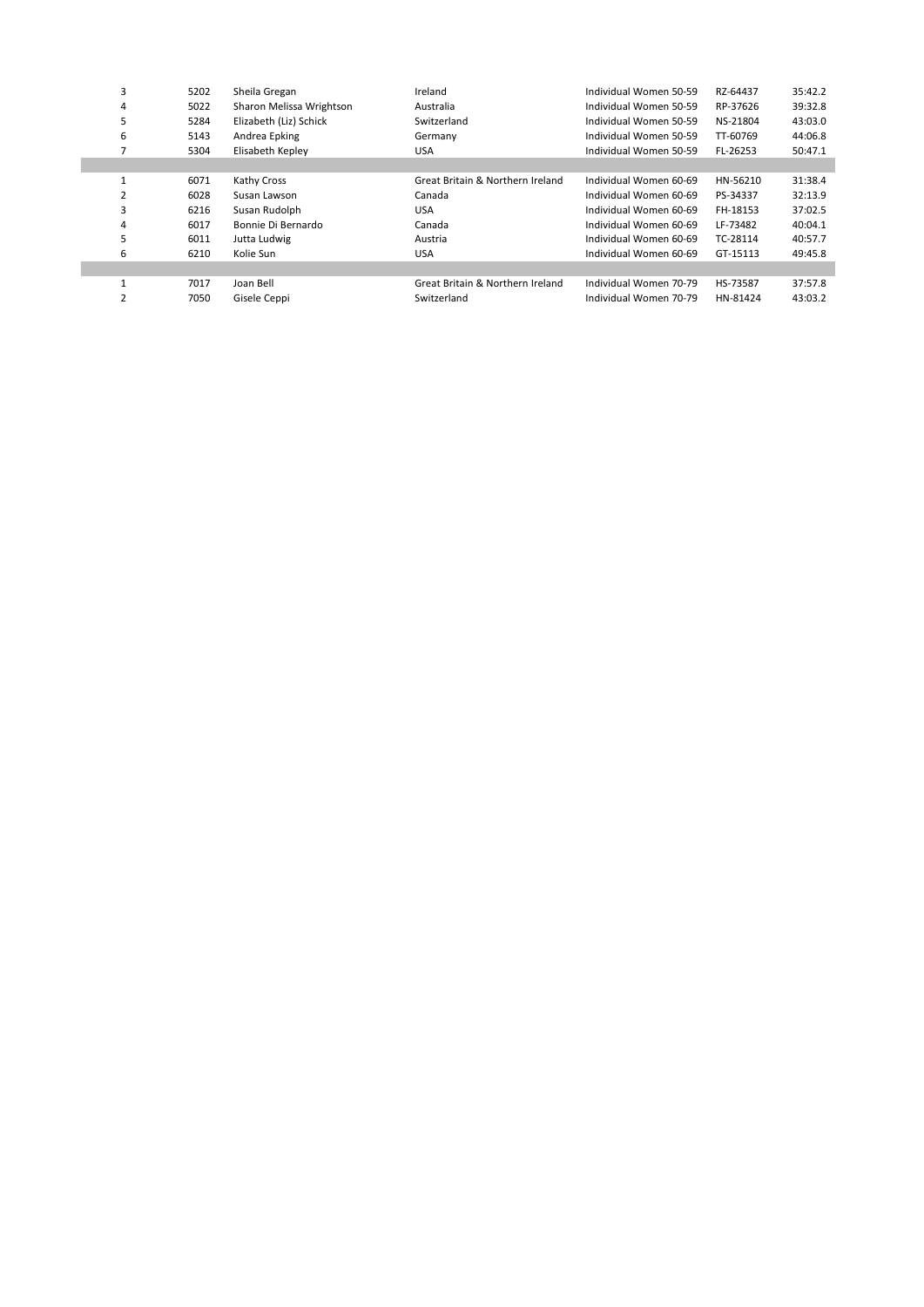| | | | | | | |
|---|---|---|---|---|---|---|
| 3 | 5202 | Sheila Gregan | Ireland | Individual Women 50-59 | RZ-64437 | 35:42.2 |
| 4 | 5022 | Sharon Melissa Wrightson | Australia | Individual Women 50-59 | RP-37626 | 39:32.8 |
| 5 | 5284 | Elizabeth (Liz) Schick | Switzerland | Individual Women 50-59 | NS-21804 | 43:03.0 |
| 6 | 5143 | Andrea Epking | Germany | Individual Women 50-59 | TT-60769 | 44:06.8 |
| 7 | 5304 | Elisabeth Kepley | USA | Individual Women 50-59 | FL-26253 | 50:47.1 |
| | | | | | | |
| 1 | 6071 | Kathy Cross | Great Britain & Northern Ireland | Individual Women 60-69 | HN-56210 | 31:38.4 |
| 2 | 6028 | Susan Lawson | Canada | Individual Women 60-69 | PS-34337 | 32:13.9 |
| 3 | 6216 | Susan Rudolph | USA | Individual Women 60-69 | FH-18153 | 37:02.5 |
| 4 | 6017 | Bonnie Di Bernardo | Canada | Individual Women 60-69 | LF-73482 | 40:04.1 |
| 5 | 6011 | Jutta Ludwig | Austria | Individual Women 60-69 | TC-28114 | 40:57.7 |
| 6 | 6210 | Kolie Sun | USA | Individual Women 60-69 | GT-15113 | 49:45.8 |
| | | | | | | |
| 1 | 7017 | Joan Bell | Great Britain & Northern Ireland | Individual Women 70-79 | HS-73587 | 37:57.8 |
| 2 | 7050 | Gisele Ceppi | Switzerland | Individual Women 70-79 | HN-81424 | 43:03.2 |